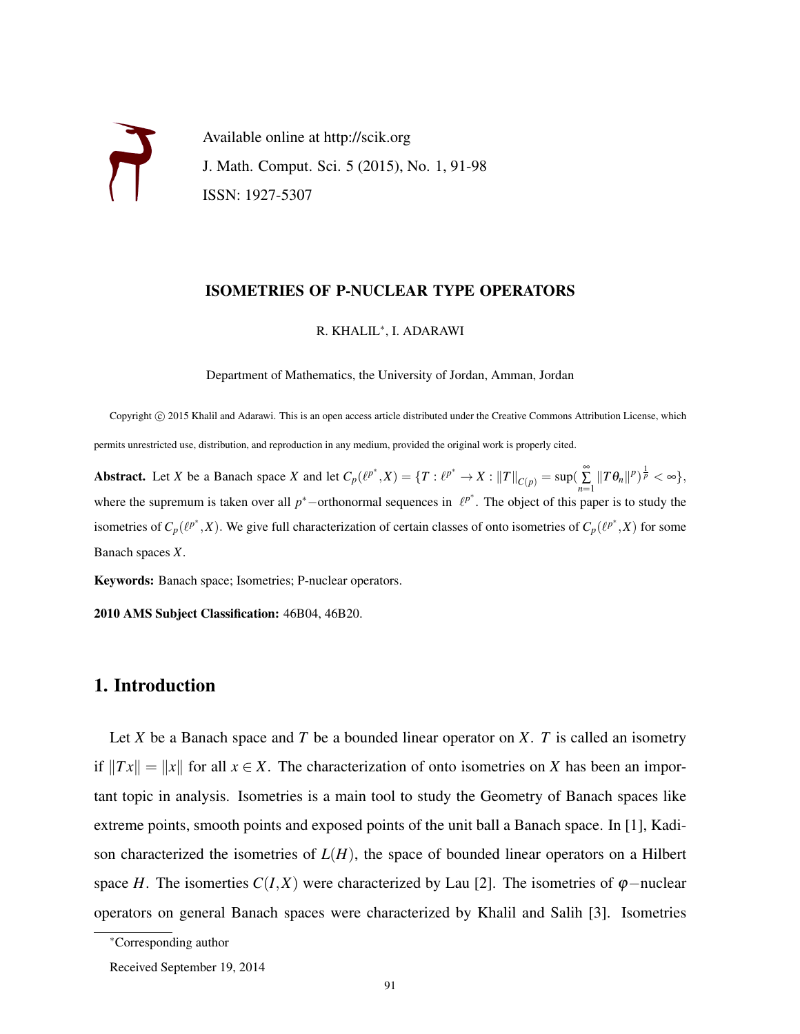Available online at http://scik.org

J. Math. Comput. Sci. 5 (2015), No. 1, 91-98

ISSN: 1927-5307

# ISOMETRIES OF P-NUCLEAR TYPE OPERATORS

R. KHALIL*, I. ADARAWI

Department of Mathematics, the University of Jordan, Amman, Jordan

Copyright © 2015 Khalil and Adarawi. This is an open access article distributed under the Creative Commons Attribution License, which permits unrestricted use, distribution, and reproduction in any medium, provided the original work is properly cited.

**Abstract.** Let $X$ be a Banach space $X$ and let $C_p(\ell^{p^*}, X) = \{T : \ell^{p^*} \to X : \|T\|_{C(p)} = \sup(\sum_{n=1}^{\infty} \|T\theta_n\|^p)^{\frac{1}{p}} < \infty\}$, where the supremum is taken over all $p^*-$orthonormal sequences in $\ell^{p^*}$. The object of this paper is to study the isometries of $C_p(\ell^{p^*}, X)$. We give full characterization of certain classes of onto isometries of $C_p(\ell^{p^*}, X)$ for some Banach spaces $X$.

**Keywords:** Banach space; Isometries; P-nuclear operators.

**2010 AMS Subject Classification:** 46B04, 46B20.

## 1. Introduction

Let $X$ be a Banach space and $T$ be a bounded linear operator on $X$. $T$ is called an isometry if $\|Tx\| = \|x\|$ for all $x \in X$. The characterization of onto isometries on $X$ has been an important topic in analysis. Isometries is a main tool to study the Geometry of Banach spaces like extreme points, smooth points and exposed points of the unit ball a Banach space. In [1], Kadison characterized the isometries of $L(H)$, the space of bounded linear operators on a Hilbert space $H$. The isomerties $C(I, X)$ were characterized by Lau [2]. The isometries of $\varphi-$nuclear operators on general Banach spaces were characterized by Khalil and Salih [3]. Isometries

*Corresponding author

Received September 19, 2014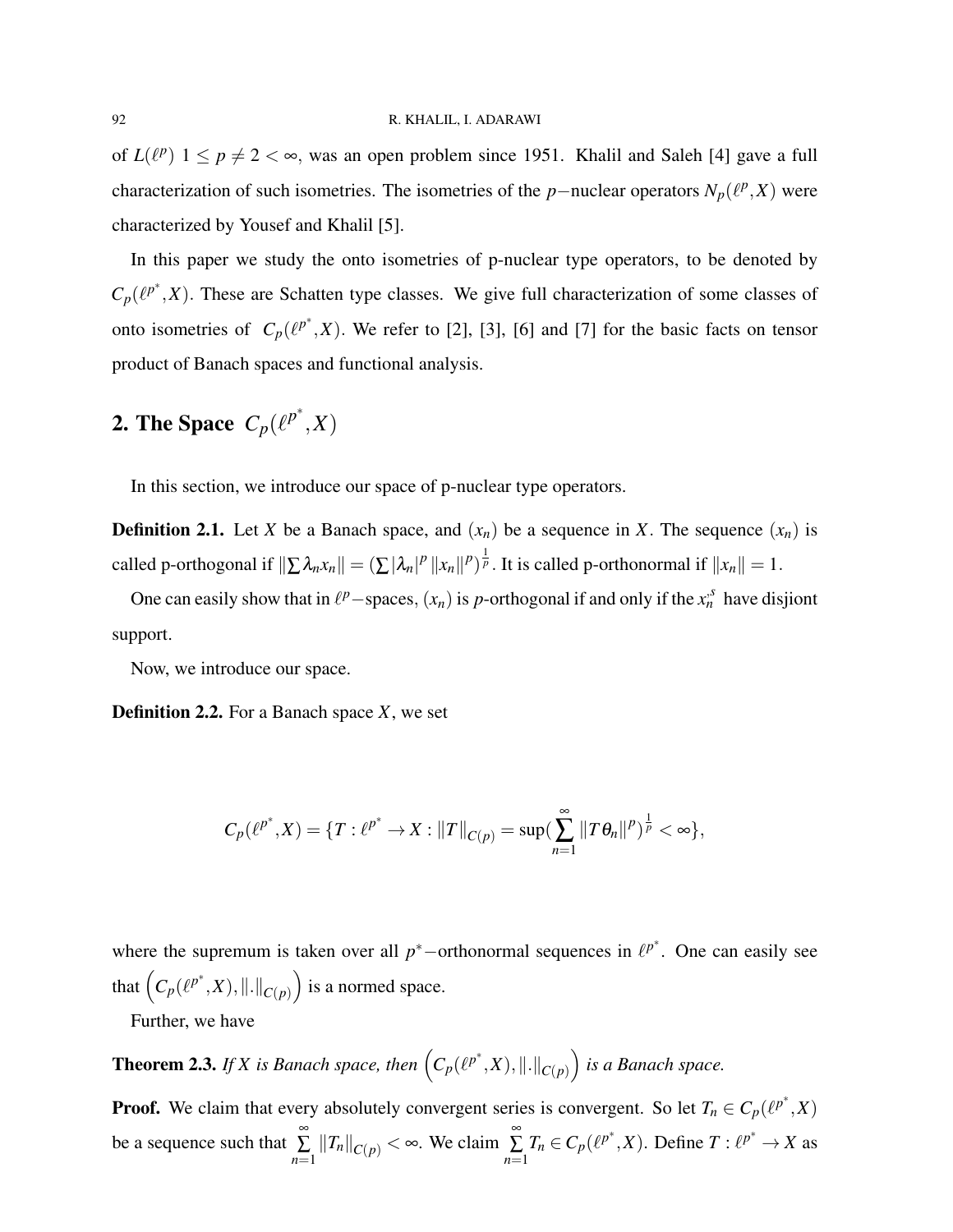of $L(\ell^p)$ $1 \leq p \neq 2 < \infty$, was an open problem since 1951. Khalil and Saleh [4] gave a full characterization of such isometries. The isometries of the $p-$nuclear operators $N_p(\ell^p, X)$ were characterized by Yousef and Khalil [5].

In this paper we study the onto isometries of p-nuclear type operators, to be denoted by $C_p(\ell^{p^*}, X)$. These are Schatten type classes. We give full characterization of some classes of onto isometries of $C_p(\ell^{p^*}, X)$. We refer to [2], [3], [6] and [7] for the basic facts on tensor product of Banach spaces and functional analysis.

## 2. The Space $C_p(\ell^{p^*}, X)$

In this section, we introduce our space of p-nuclear type operators.

**Definition 2.1.** Let $X$ be a Banach space, and $(x_n)$ be a sequence in $X$. The sequence $(x_n)$ is called p-orthogonal if $\|\sum \lambda_n x_n\| = (\sum |\lambda_n|^p \|x_n\|^p)^{\frac{1}{p}}$. It is called p-orthonormal if $\|x_n\| = 1$.

One can easily show that in $\ell^p-$spaces, $(x_n)$ is $p$-orthogonal if and only if the $x_n^{,s}$ have disjiont support.

Now, we introduce our space.

**Definition 2.2.** For a Banach space $X$, we set

$$C_p(\ell^{p^*}, X) = \{T : \ell^{p^*} \to X : \|T\|_{C(p)} = \sup(\sum_{n=1}^{\infty} \|T\theta_n\|^p)^{\frac{1}{p}} < \infty\},$$

where the supremum is taken over all $p^*-$orthonormal sequences in $\ell^{p^*}$. One can easily see that $\left(C_p(\ell^{p^*}, X), \|.\|_{C(p)}\right)$ is a normed space.

Further, we have

**Theorem 2.3.** *If $X$ is Banach space, then $\left(C_p(\ell^{p^*}, X), \|.\|_{C(p)}\right)$ is a Banach space.*

**Proof.** We claim that every absolutely convergent series is convergent. So let $T_n \in C_p(\ell^{p^*}, X)$ be a sequence such that $\sum_{n=1}^{\infty} \|T_n\|_{C(p)} < \infty$. We claim $\sum_{n=1}^{\infty} T_n \in C_p(\ell^{p^*}, X)$. Define $T : \ell^{p^*} \to X$ as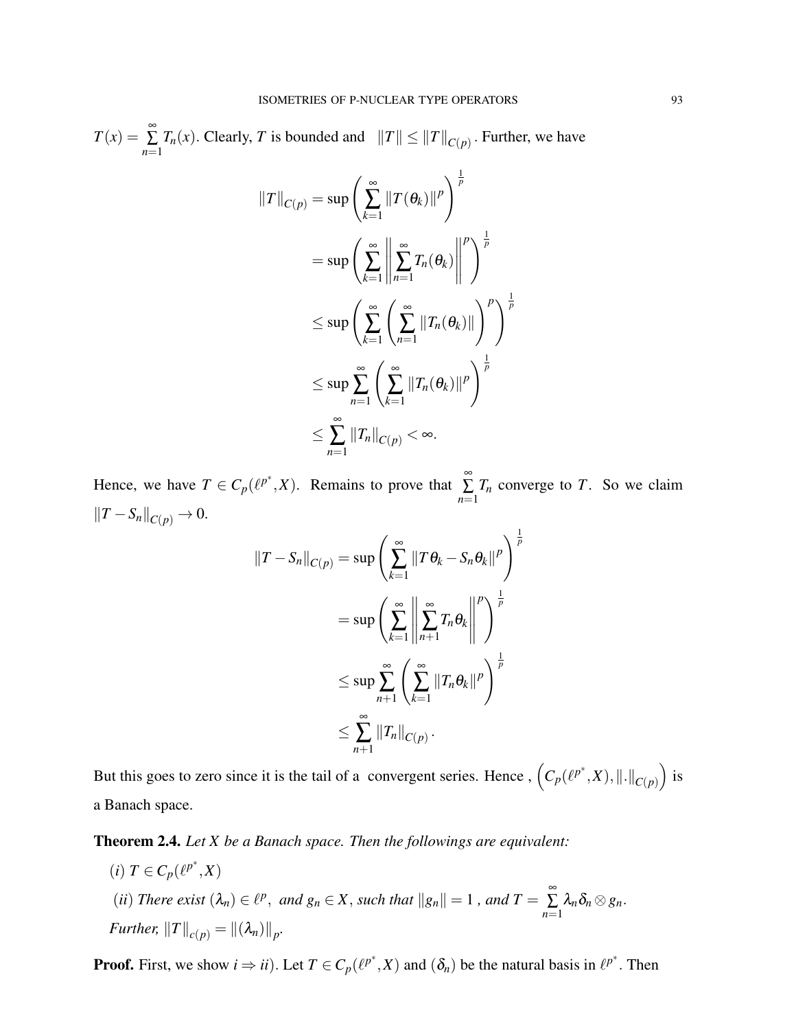$T(x) = \sum_{n=1}^{\infty} T_n(x)$. Clearly, $T$ is bounded and $\|T\| \leq \|T\|_{C(p)}$. Further, we have

$$
\begin{aligned}
\|T\|_{C(p)} &= \sup \left( \sum_{k=1}^{\infty} \|T(\theta_k)\|^p \right)^{\frac{1}{p}} \\
&= \sup \left( \sum_{k=1}^{\infty} \left\| \sum_{n=1}^{\infty} T_n(\theta_k) \right\|^p \right)^{\frac{1}{p}} \\
&\leq \sup \left( \sum_{k=1}^{\infty} \left( \sum_{n=1}^{\infty} \|T_n(\theta_k)\| \right)^p \right)^{\frac{1}{p}} \\
&\leq \sup \sum_{n=1}^{\infty} \left( \sum_{k=1}^{\infty} \|T_n(\theta_k)\|^p \right)^{\frac{1}{p}} \\
&\leq \sum_{n=1}^{\infty} \|T_n\|_{C(p)} < \infty.
\end{aligned}
$$

Hence, we have $T \in C_p(\ell^{p^*}, X)$. Remains to prove that $\sum_{n=1}^{\infty} T_n$ converge to $T$. So we claim $\|T - S_n\|_{C(p)} \to 0$.

$$
\begin{aligned}
\|T - S_n\|_{C(p)} &= \sup \left( \sum_{k=1}^{\infty} \|T\theta_k - S_n\theta_k\|^p \right)^{\frac{1}{p}} \\
&= \sup \left( \sum_{k=1}^{\infty} \left\| \sum_{n+1}^{\infty} T_n\theta_k \right\|^p \right)^{\frac{1}{p}} \\
&\leq \sup \sum_{n+1}^{\infty} \left( \sum_{k=1}^{\infty} \|T_n\theta_k\|^p \right)^{\frac{1}{p}} \\
&\leq \sum_{n+1}^{\infty} \|T_n\|_{C(p)}.
\end{aligned}
$$

But this goes to zero since it is the tail of a convergent series. Hence , $\left(C_p(\ell^{p^*}, X), \|.\|_{C(p)}\right)$ is a Banach space.

**Theorem 2.4.** *Let $X$ be a Banach space. Then the followings are equivalent:*

*$(i)$ $T \in C_p(\ell^{p^*}, X)$*

*$(ii)$ There exist $(\lambda_n) \in \ell^p$, and $g_n \in X$, such that $\|g_n\| = 1$ , and $T = \sum_{n=1}^{\infty} \lambda_n \delta_n \otimes g_n$.*

*Further, $\|T\|_{c(p)} = \|(\lambda_n)\|_p$.*

**Proof.** First, we show $i \Rightarrow ii)$. Let $T \in C_p(\ell^{p^*}, X)$ and $(\delta_n)$ be the natural basis in $\ell^{p^*}$. Then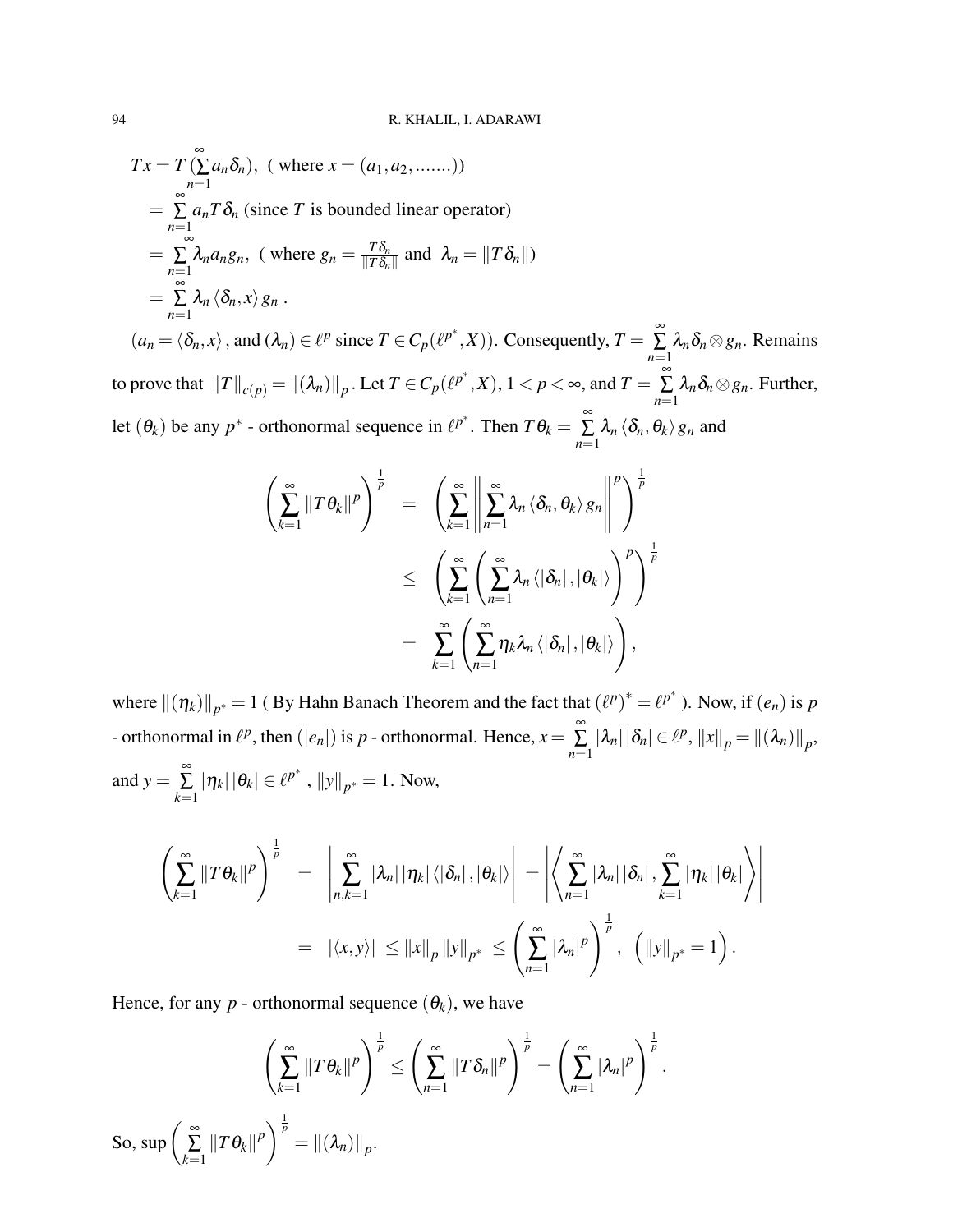$$
\begin{aligned}
Tx &= T\left(\sum_{n=1}^{\infty} a_n \delta_n\right), \text{ ( where } x = (a_1, a_2, .......)) \\
&= \sum_{n=1}^{\infty} a_n T\delta_n \text{ (since } T \text{ is bounded linear operator)} \\
&= \sum_{n=1}^{\infty} \lambda_n a_n g_n, \text{ ( where } g_n = \tfrac{T\delta_n}{\|T\delta_n\|} \text{ and } \lambda_n = \|T\delta_n\|) \\
&= \sum_{n=1}^{\infty} \lambda_n \langle \delta_n, x \rangle g_n .
\end{aligned}
$$

$(a_n = \langle \delta_n, x \rangle$, and $(\lambda_n) \in \ell^p$ since $T \in C_p(\ell^{p^*}, X))$. Consequently, $T = \sum_{n=1}^{\infty} \lambda_n \delta_n \otimes g_n$. Remains to prove that $\|T\|_{c(p)} = \|(\lambda_n)\|_p$. Let $T \in C_p(\ell^{p^*}, X)$, $1 < p < \infty$, and $T = \sum_{n=1}^{\infty} \lambda_n \delta_n \otimes g_n$. Further, let $(\theta_k)$ be any $p^*$ - orthonormal sequence in $\ell^{p^*}$. Then $T\theta_k = \sum_{n=1}^{\infty} \lambda_n \langle \delta_n, \theta_k \rangle g_n$ and

$$
\begin{aligned}
\left(\sum_{k=1}^{\infty} \|T\theta_k\|^p\right)^{\frac{1}{p}} &= \left(\sum_{k=1}^{\infty} \left\|\sum_{n=1}^{\infty} \lambda_n \langle \delta_n, \theta_k \rangle g_n\right\|^p\right)^{\frac{1}{p}} \\
&\leq \left(\sum_{k=1}^{\infty} \left(\sum_{n=1}^{\infty} \lambda_n \langle |\delta_n|, |\theta_k| \rangle\right)^p\right)^{\frac{1}{p}} \\
&= \sum_{k=1}^{\infty} \left(\sum_{n=1}^{\infty} \eta_k \lambda_n \langle |\delta_n|, |\theta_k| \rangle\right),
\end{aligned}
$$

where $\|(\eta_k)\|_{p^*} = 1$ ( By Hahn Banach Theorem and the fact that $(\ell^p)^* = \ell^{p^*}$ ). Now, if $(e_n)$ is $p$ - orthonormal in $\ell^p$, then $(|e_n|)$ is $p$ - orthonormal. Hence, $x = \sum_{n=1}^{\infty} |\lambda_n| |\delta_n| \in \ell^p$, $\|x\|_p = \|(\lambda_n)\|_p$, and $y = \sum_{k=1}^{\infty} |\eta_k| |\theta_k| \in \ell^{p^*}$, $\|y\|_{p^*} = 1$. Now,

$$
\begin{aligned}
\left(\sum_{k=1}^{\infty} \|T\theta_k\|^p\right)^{\frac{1}{p}} &= \left|\sum_{n,k=1}^{\infty} |\lambda_n| |\eta_k| \langle |\delta_n|, |\theta_k| \rangle\right| = \left|\left\langle \sum_{n=1}^{\infty} |\lambda_n| |\delta_n|, \sum_{k=1}^{\infty} |\eta_k| |\theta_k| \right\rangle\right| \\
&= |\langle x, y \rangle| \leq \|x\|_p \|y\|_{p^*} \leq \left(\sum_{n=1}^{\infty} |\lambda_n|^p\right)^{\frac{1}{p}}, \quad \left(\|y\|_{p^*} = 1\right).
\end{aligned}
$$

Hence, for any $p$ - orthonormal sequence $(\theta_k)$, we have

$$
\left(\sum_{k=1}^{\infty} \|T\theta_k\|^p\right)^{\frac{1}{p}} \leq \left(\sum_{n=1}^{\infty} \|T\delta_n\|^p\right)^{\frac{1}{p}} = \left(\sum_{n=1}^{\infty} |\lambda_n|^p\right)^{\frac{1}{p}}.
$$

So, $\sup \left(\sum_{k=1}^{\infty} \|T\theta_k\|^p\right)^{\frac{1}{p}} = \|(\lambda_n)\|_p$.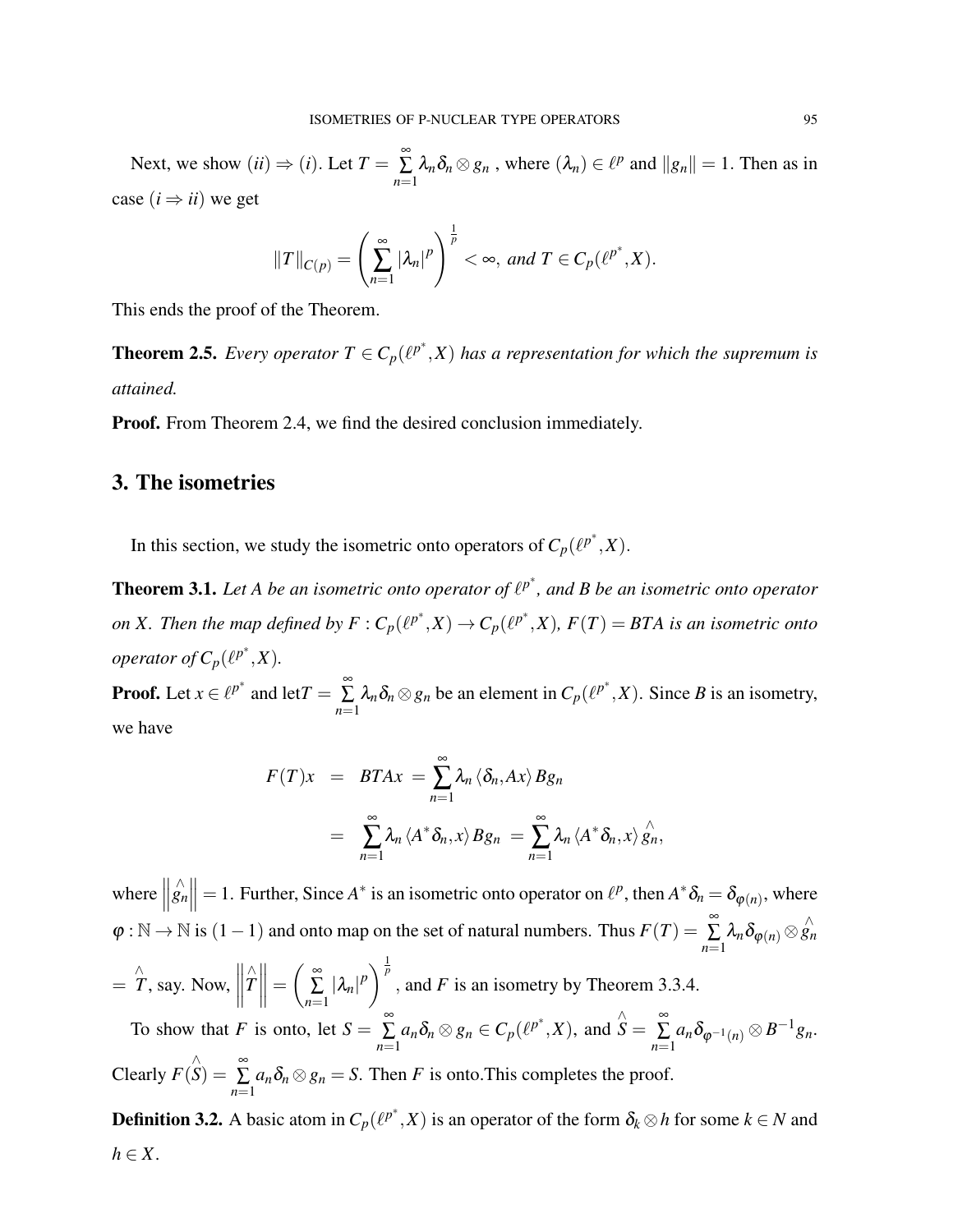Next, we show $(ii) \Rightarrow (i)$. Let $T = \sum_{n=1}^{\infty} \lambda_n \delta_n \otimes g_n$ , where $(\lambda_n) \in \ell^p$ and $\|g_n\| = 1$. Then as in case $(i \Rightarrow ii)$ we get

$$\|T\|_{C(p)} = \left( \sum_{n=1}^{\infty} |\lambda_n|^p \right)^{\frac{1}{p}} < \infty, \text{ and } T \in C_p(\ell^{p^*}, X).$$

This ends the proof of the Theorem.

**Theorem 2.5.** *Every operator $T \in C_p(\ell^{p^*}, X)$ has a representation for which the supremum is attained.*

**Proof.** From Theorem 2.4, we find the desired conclusion immediately.

## 3. The isometries

In this section, we study the isometric onto operators of $C_p(\ell^{p^*}, X)$.

**Theorem 3.1.** *Let $A$ be an isometric onto operator of $\ell^{p^*}$, and $B$ be an isometric onto operator on $X$. Then the map defined by $F : C_p(\ell^{p^*}, X) \to C_p(\ell^{p^*}, X)$, $F(T) = BTA$ is an isometric onto operator of $C_p(\ell^{p^*}, X)$.*

**Proof.** Let $x \in \ell^{p^*}$ and let $T = \sum_{n=1}^{\infty} \lambda_n \delta_n \otimes g_n$ be an element in $C_p(\ell^{p^*}, X)$. Since $B$ is an isometry, we have

$$\begin{aligned} F(T)x &= BTAx = \sum_{n=1}^{\infty} \lambda_n \langle \delta_n, Ax \rangle Bg_n \\ &= \sum_{n=1}^{\infty} \lambda_n \langle A^* \delta_n, x \rangle Bg_n = \sum_{n=1}^{\infty} \lambda_n \langle A^* \delta_n, x \rangle \overset{\wedge}{g_n}, \end{aligned}$$

where $\left\| \overset{\wedge}{g_n} \right\| = 1$. Further, Since $A^*$ is an isometric onto operator on $\ell^p$, then $A^* \delta_n = \delta_{\varphi(n)}$, where $\varphi : \mathbb{N} \to \mathbb{N}$ is $(1-1)$ and onto map on the set of natural numbers. Thus $F(T) = \sum_{n=1}^{\infty} \lambda_n \delta_{\varphi(n)} \otimes \overset{\wedge}{g_n}$ $= \overset{\wedge}{T}$, say. Now, $\left\| \overset{\wedge}{T} \right\| = \left( \sum_{n=1}^{\infty} |\lambda_n|^p \right)^{\frac{1}{p}}$, and $F$ is an isometry by Theorem 3.3.4.

To show that $F$ is onto, let $S = \sum_{n=1}^{\infty} a_n \delta_n \otimes g_n \in C_p(\ell^{p^*}, X)$, and $\overset{\wedge}{S} = \sum_{n=1}^{\infty} a_n \delta_{\varphi^{-1}(n)} \otimes B^{-1} g_n$. Clearly $F(\overset{\wedge}{S}) = \sum_{n=1}^{\infty} a_n \delta_n \otimes g_n = S$. Then $F$ is onto.This completes the proof.

**Definition 3.2.** A basic atom in $C_p(\ell^{p^*}, X)$ is an operator of the form $\delta_k \otimes h$ for some $k \in N$ and $h \in X$.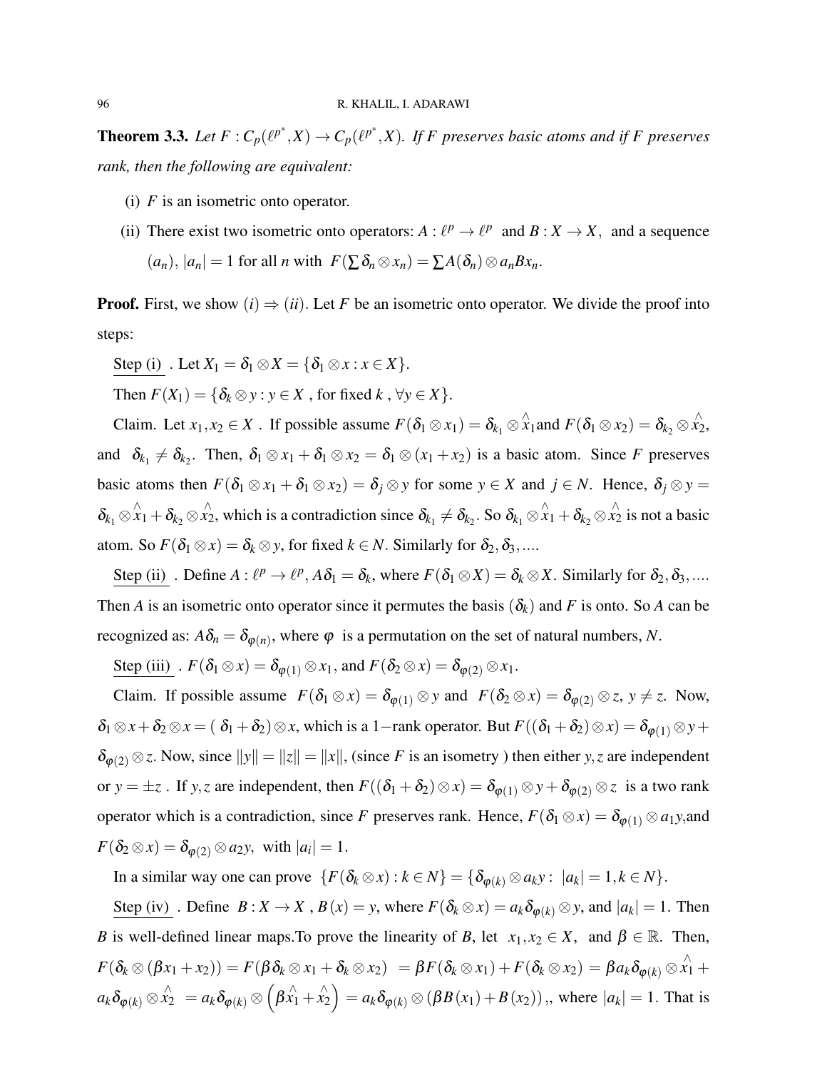**Theorem 3.3.** *Let $F : C_p(\ell^{p^*}, X) \to C_p(\ell^{p^*}, X)$. If $F$ preserves basic atoms and if $F$ preserves rank, then the following are equivalent:*

(i) $F$ is an isometric onto operator.

(ii) There exist two isometric onto operators: $A : \ell^p \to \ell^p$ and $B : X \to X$, and a sequence $(a_n)$, $|a_n| = 1$ for all $n$ with $F(\sum \delta_n \otimes x_n) = \sum A(\delta_n) \otimes a_n B x_n$.

**Proof.** First, we show $(i) \Rightarrow (ii)$. Let $F$ be an isometric onto operator. We divide the proof into steps:

Step (i) . Let $X_1 = \delta_1 \otimes X = \{\delta_1 \otimes x : x \in X\}$.

Then $F(X_1) = \{\delta_k \otimes y : y \in X$ , for fixed $k$ , $\forall y \in X\}$.

Claim. Let $x_1, x_2 \in X$ . If possible assume $F(\delta_1 \otimes x_1) = \delta_{k_1} \otimes \overset{\wedge}{x}_1$and $F(\delta_1 \otimes x_2) = \delta_{k_2} \otimes \overset{\wedge}{x}_2$, and $\delta_{k_1} \neq \delta_{k_2}$. Then, $\delta_1 \otimes x_1 + \delta_1 \otimes x_2 = \delta_1 \otimes (x_1 + x_2)$ is a basic atom. Since $F$ preserves basic atoms then $F(\delta_1 \otimes x_1 + \delta_1 \otimes x_2) = \delta_j \otimes y$ for some $y \in X$ and $j \in N$. Hence, $\delta_j \otimes y = \delta_{k_1} \otimes \overset{\wedge}{x}_1 + \delta_{k_2} \otimes \overset{\wedge}{x}_2$, which is a contradiction since $\delta_{k_1} \neq \delta_{k_2}$. So $\delta_{k_1} \otimes \overset{\wedge}{x}_1 + \delta_{k_2} \otimes \overset{\wedge}{x}_2$ is not a basic atom. So $F(\delta_1 \otimes x) = \delta_k \otimes y$, for fixed $k \in N$. Similarly for $\delta_2, \delta_3, ....$

Step (ii) . Define $A : \ell^p \to \ell^p$, $A\delta_1 = \delta_k$, where $F(\delta_1 \otimes X) = \delta_k \otimes X$. Similarly for $\delta_2, \delta_3, ....$ Then $A$ is an isometric onto operator since it permutes the basis $(\delta_k)$ and $F$ is onto. So $A$ can be recognized as: $A\delta_n = \delta_{\varphi(n)}$, where $\varphi$ is a permutation on the set of natural numbers, $N$.

Step (iii) . $F(\delta_1 \otimes x) = \delta_{\varphi(1)} \otimes x_1$, and $F(\delta_2 \otimes x) = \delta_{\varphi(2)} \otimes x_1$.

Claim. If possible assume $F(\delta_1 \otimes x) = \delta_{\varphi(1)} \otimes y$ and $F(\delta_2 \otimes x) = \delta_{\varphi(2)} \otimes z$, $y \neq z$. Now, $\delta_1 \otimes x + \delta_2 \otimes x = (\ \delta_1 + \delta_2) \otimes x$, which is a $1-$rank operator. But $F((\delta_1 + \delta_2) \otimes x) = \delta_{\varphi(1)} \otimes y + \delta_{\varphi(2)} \otimes z$. Now, since $\|y\| = \|z\| = \|x\|$, (since $F$ is an isometry ) then either $y, z$ are independent or $y = \pm z$ . If $y, z$ are independent, then $F((\delta_1 + \delta_2) \otimes x) = \delta_{\varphi(1)} \otimes y + \delta_{\varphi(2)} \otimes z$ is a two rank operator which is a contradiction, since $F$ preserves rank. Hence, $F(\delta_1 \otimes x) = \delta_{\varphi(1)} \otimes a_1 y$,and $F(\delta_2 \otimes x) = \delta_{\varphi(2)} \otimes a_2 y$, with $|a_i| = 1$.

In a similar way one can prove $\{F(\delta_k \otimes x) : k \in N\} = \{\delta_{\varphi(k)} \otimes a_k y : \ |a_k| = 1, k \in N\}$.

Step (iv) . Define $B : X \to X$ , $B(x) = y$, where $F(\delta_k \otimes x) = a_k \delta_{\varphi(k)} \otimes y$, and $|a_k| = 1$. Then $B$ is well-defined linear maps.To prove the linearity of $B$, let $x_1, x_2 \in X$, and $\beta \in \mathbb{R}$. Then, $F(\delta_k \otimes (\beta x_1 + x_2)) = F(\beta \delta_k \otimes x_1 + \delta_k \otimes x_2) \ = \beta F(\delta_k \otimes x_1) + F(\delta_k \otimes x_2) = \beta a_k \delta_{\varphi(k)} \otimes \overset{\wedge}{x}_1 + a_k \delta_{\varphi(k)} \otimes \overset{\wedge}{x}_2 \ = a_k \delta_{\varphi(k)} \otimes \left(\beta \overset{\wedge}{x}_1 + \overset{\wedge}{x}_2\right) = a_k \delta_{\varphi(k)} \otimes (\beta B(x_1) + B(x_2))$,, where $|a_k| = 1$. That is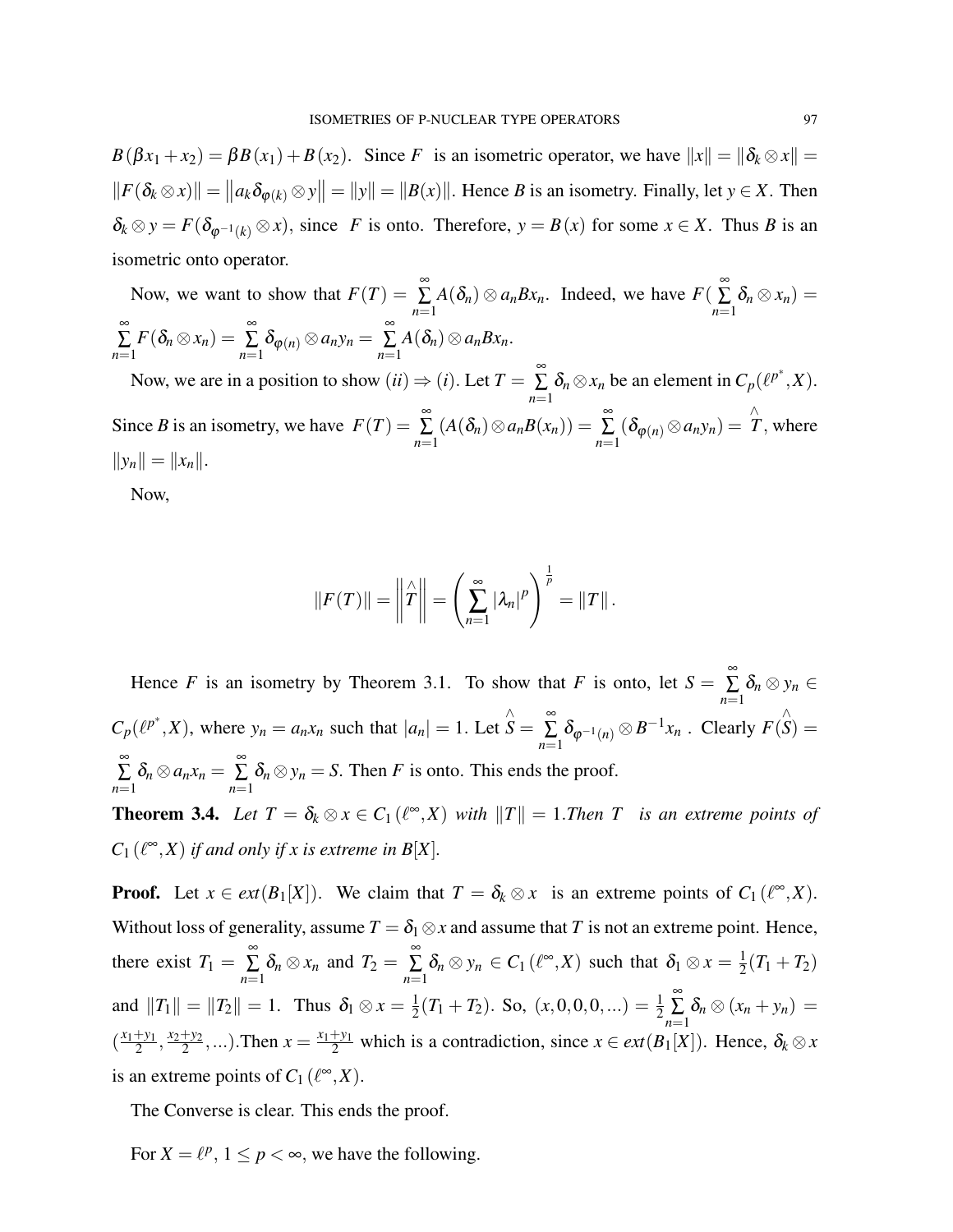$B(\beta x_1 + x_2) = \beta B(x_1) + B(x_2)$. Since $F$ is an isometric operator, we have $\|x\| = \|\delta_k \otimes x\| = \|F(\delta_k \otimes x)\| = \left\|a_k \delta_{\varphi(k)} \otimes y\right\| = \|y\| = \|B(x)\|$. Hence $B$ is an isometry. Finally, let $y \in X$. Then $\delta_k \otimes y = F(\delta_{\varphi^{-1}(k)} \otimes x)$, since $F$ is onto. Therefore, $y = B(x)$ for some $x \in X$. Thus $B$ is an isometric onto operator.

Now, we want to show that $F(T) = \sum_{n=1}^{\infty} A(\delta_n) \otimes a_n B x_n$. Indeed, we have $F(\sum_{n=1}^{\infty} \delta_n \otimes x_n) = \sum_{n=1}^{\infty} F(\delta_n \otimes x_n) = \sum_{n=1}^{\infty} \delta_{\varphi(n)} \otimes a_n y_n = \sum_{n=1}^{\infty} A(\delta_n) \otimes a_n B x_n$.

Now, we are in a position to show $(ii) \Rightarrow (i)$. Let $T = \sum_{n=1}^{\infty} \delta_n \otimes x_n$ be an element in $C_p(\ell^{p^*}, X)$. Since $B$ is an isometry, we have $F(T) = \sum_{n=1}^{\infty} (A(\delta_n) \otimes a_n B(x_n)) = \sum_{n=1}^{\infty} (\delta_{\varphi(n)} \otimes a_n y_n) = \overset{\wedge}{T}$, where $\|y_n\| = \|x_n\|$.

Now,

$$\|F(T)\| = \left\|\overset{\wedge}{T}\right\| = \left(\sum_{n=1}^{\infty} |\lambda_n|^p\right)^{\frac{1}{p}} = \|T\|.$$

Hence $F$ is an isometry by Theorem 3.1. To show that $F$ is onto, let $S = \sum_{n=1}^{\infty} \delta_n \otimes y_n \in C_p(\ell^{p^*}, X)$, where $y_n = a_n x_n$ such that $|a_n| = 1$. Let $\overset{\wedge}{S} = \sum_{n=1}^{\infty} \delta_{\varphi^{-1}(n)} \otimes B^{-1} x_n$. Clearly $F(\overset{\wedge}{S}) = \sum_{n=1}^{\infty} \delta_n \otimes a_n x_n = \sum_{n=1}^{\infty} \delta_n \otimes y_n = S$. Then $F$ is onto. This ends the proof.

**Theorem 3.4.** *Let $T = \delta_k \otimes x \in C_1(\ell^{\infty}, X)$ with $\|T\| = 1$. Then $T$ is an extreme points of $C_1(\ell^{\infty}, X)$ if and only if $x$ is extreme in $B[X]$.*

**Proof.** Let $x \in ext(B_1[X])$. We claim that $T = \delta_k \otimes x$ is an extreme points of $C_1(\ell^{\infty}, X)$. Without loss of generality, assume $T = \delta_1 \otimes x$ and assume that $T$ is not an extreme point. Hence, there exist $T_1 = \sum_{n=1}^{\infty} \delta_n \otimes x_n$ and $T_2 = \sum_{n=1}^{\infty} \delta_n \otimes y_n \in C_1(\ell^{\infty}, X)$ such that $\delta_1 \otimes x = \frac{1}{2}(T_1 + T_2)$ and $\|T_1\| = \|T_2\| = 1$. Thus $\delta_1 \otimes x = \frac{1}{2}(T_1 + T_2)$. So, $(x, 0, 0, 0, \ldots) = \frac{1}{2} \sum_{n=1}^{\infty} \delta_n \otimes (x_n + y_n) = (\frac{x_1 + y_1}{2}, \frac{x_2 + y_2}{2}, \ldots)$. Then $x = \frac{x_1 + y_1}{2}$ which is a contradiction, since $x \in ext(B_1[X])$. Hence, $\delta_k \otimes x$ is an extreme points of $C_1(\ell^{\infty}, X)$.

The Converse is clear. This ends the proof.

For $X = \ell^p$, $1 \leq p < \infty$, we have the following.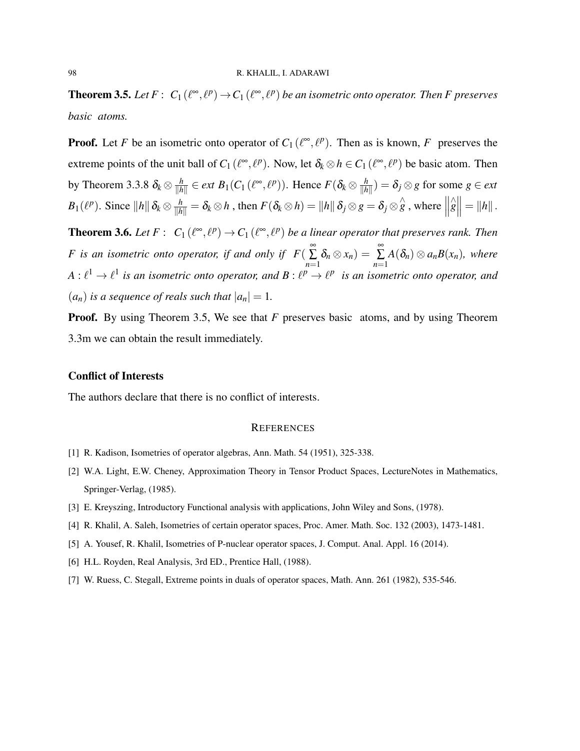**Theorem 3.5.** *Let $F: \; C_1(\ell^\infty, \ell^p) \to C_1(\ell^\infty, \ell^p)$ be an isometric onto operator. Then $F$ preserves basic atoms.*

**Proof.** Let $F$ be an isometric onto operator of $C_1(\ell^\infty, \ell^p)$. Then as is known, $F$ preserves the extreme points of the unit ball of $C_1(\ell^\infty, \ell^p)$. Now, let $\delta_k \otimes h \in C_1(\ell^\infty, \ell^p)$ be basic atom. Then by Theorem 3.3.8 $\delta_k \otimes \frac{h}{\|h\|} \in ext\ B_1(C_1(\ell^\infty, \ell^p))$. Hence $F(\delta_k \otimes \frac{h}{\|h\|}) = \delta_j \otimes g$ for some $g \in ext$ $B_1(\ell^p)$. Since $\|h\| \, \delta_k \otimes \frac{h}{\|h\|} = \delta_k \otimes h$ , then $F(\delta_k \otimes h) = \|h\| \, \delta_j \otimes g = \delta_j \otimes \overset{\wedge}{g}$ , where $\left\|\overset{\wedge}{g}\right\| = \|h\|$ .

**Theorem 3.6.** *Let $F: \; C_1(\ell^\infty, \ell^p) \to C_1(\ell^\infty, \ell^p)$ be a linear operator that preserves rank. Then $F$ is an isometric onto operator, if and only if $F(\sum\limits_{n=1}^{\infty} \delta_n \otimes x_n) = \sum\limits_{n=1}^{\infty} A(\delta_n) \otimes a_n B(x_n)$, where $A: \ell^1 \to \ell^1$ is an isometric onto operator, and $B: \ell^p \to \ell^p$ is an isometric onto operator, and $(a_n)$ is a sequence of reals such that $|a_n| = 1$.*

**Proof.** By using Theorem 3.5, We see that $F$ preserves basic atoms, and by using Theorem 3.3m we can obtain the result immediately.

### Conflict of Interests

The authors declare that there is no conflict of interests.

## REFERENCES

[1] R. Kadison, Isometries of operator algebras, Ann. Math. 54 (1951), 325-338.

[2] W.A. Light, E.W. Cheney, Approximation Theory in Tensor Product Spaces, LectureNotes in Mathematics, Springer-Verlag, (1985).

[3] E. Kreyszing, Introductory Functional analysis with applications, John Wiley and Sons, (1978).

[4] R. Khalil, A. Saleh, Isometries of certain operator spaces, Proc. Amer. Math. Soc. 132 (2003), 1473-1481.

[5] A. Yousef, R. Khalil, Isometries of P-nuclear operator spaces, J. Comput. Anal. Appl. 16 (2014).

[6] H.L. Royden, Real Analysis, 3rd ED., Prentice Hall, (1988).

[7] W. Ruess, C. Stegall, Extreme points in duals of operator spaces, Math. Ann. 261 (1982), 535-546.